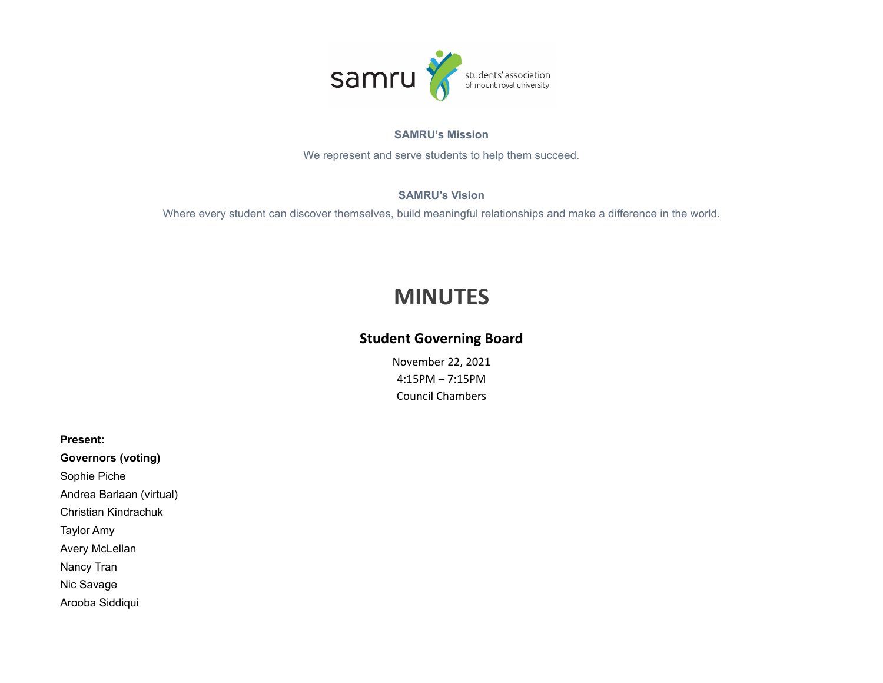samru students' association of mount royal university

**SAMRU's Mission**

We represent and serve students to help them succeed.

**SAMRU's Vision**

Where every student can discover themselves, build meaningful relationships and make a difference in the world.

# MINUTES

## Student Governing Board

November 22, 2021
4:15PM – 7:15PM
Council Chambers

**Present:**

**Governors (voting)**

Sophie Piche
Andrea Barlaan (virtual)
Christian Kindrachuk
Taylor Amy
Avery McLellan
Nancy Tran
Nic Savage
Arooba Siddiqui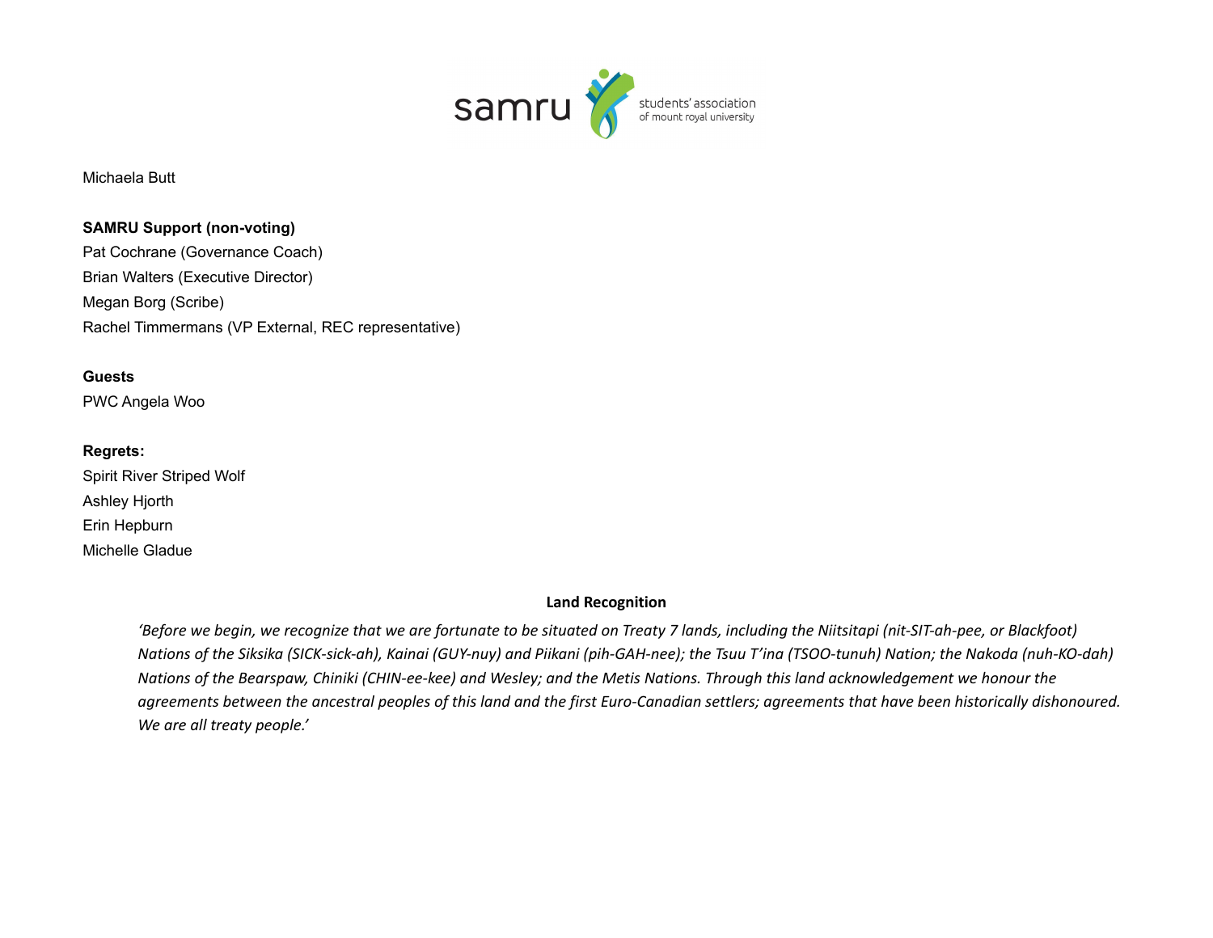Michaela Butt

**SAMRU Support (non-voting)**
Pat Cochrane (Governance Coach)
Brian Walters (Executive Director)
Megan Borg (Scribe)
Rachel Timmermans (VP External, REC representative)

**Guests**
PWC Angela Woo

**Regrets:**
Spirit River Striped Wolf
Ashley Hjorth
Erin Hepburn
Michelle Gladue

**Land Recognition**

*'Before we begin, we recognize that we are fortunate to be situated on Treaty 7 lands, including the Niitsitapi (nit-SIT-ah-pee, or Blackfoot) Nations of the Siksika (SICK-sick-ah), Kainai (GUY-nuy) and Piikani (pih-GAH-nee); the Tsuu T'ina (TSOO-tunuh) Nation; the Nakoda (nuh-KO-dah) Nations of the Bearspaw, Chiniki (CHIN-ee-kee) and Wesley; and the Metis Nations. Through this land acknowledgement we honour the agreements between the ancestral peoples of this land and the first Euro-Canadian settlers; agreements that have been historically dishonoured. We are all treaty people.'*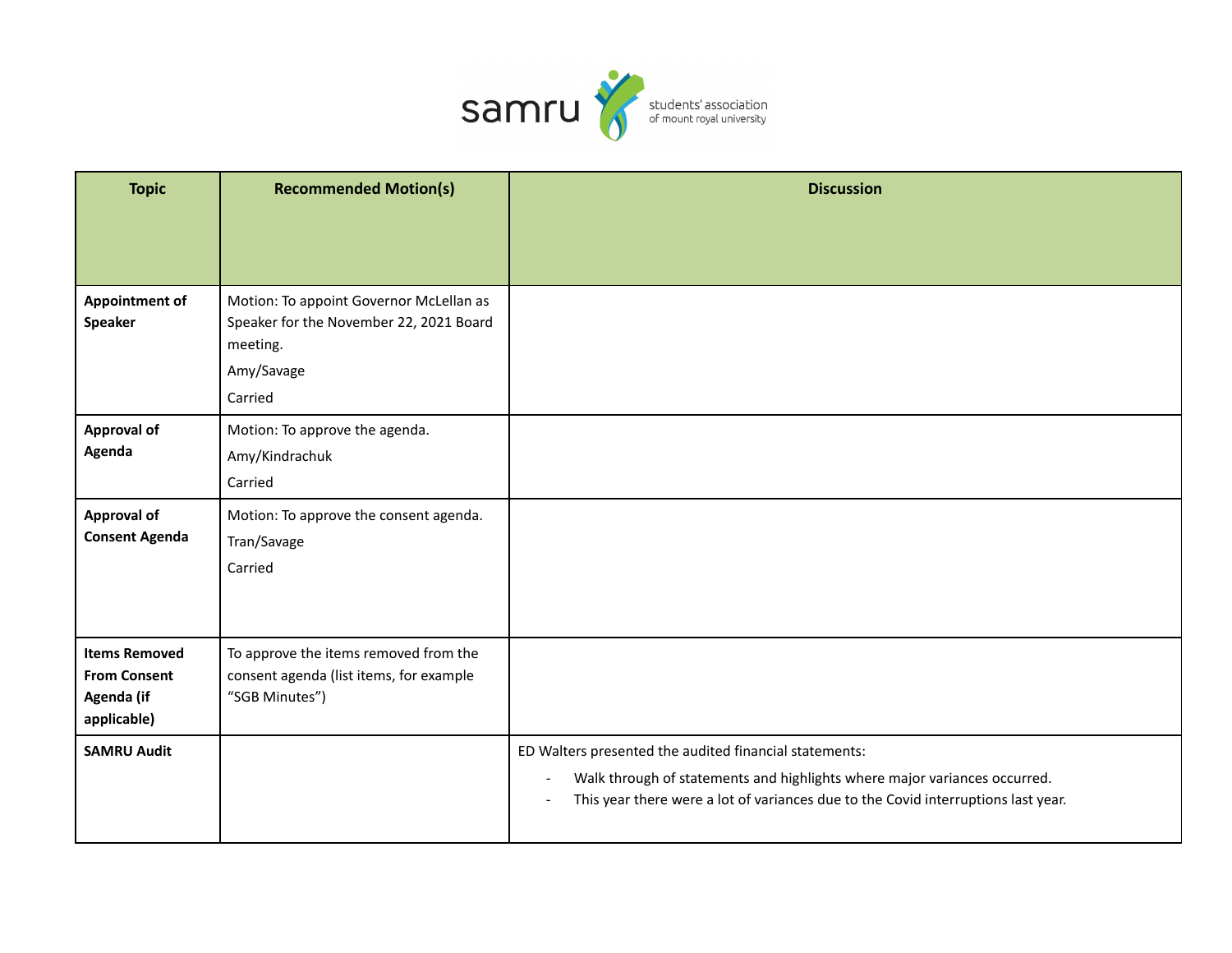| Topic | Recommended Motion(s) | Discussion |
|---|---|---|
| **Appointment of Speaker** | Motion: To appoint Governor McLellan as Speaker for the November 22, 2021 Board meeting.<br>Amy/Savage<br>Carried | |
| **Approval of Agenda** | Motion: To approve the agenda.<br>Amy/Kindrachuk<br>Carried | |
| **Approval of Consent Agenda** | Motion: To approve the consent agenda.<br>Tran/Savage<br>Carried | |
| **Items Removed From Consent Agenda (if applicable)** | To approve the items removed from the consent agenda (list items, for example "SGB Minutes") | |
| **SAMRU Audit** | | ED Walters presented the audited financial statements:<br>- Walk through of statements and highlights where major variances occurred.<br>- This year there were a lot of variances due to the Covid interruptions last year. |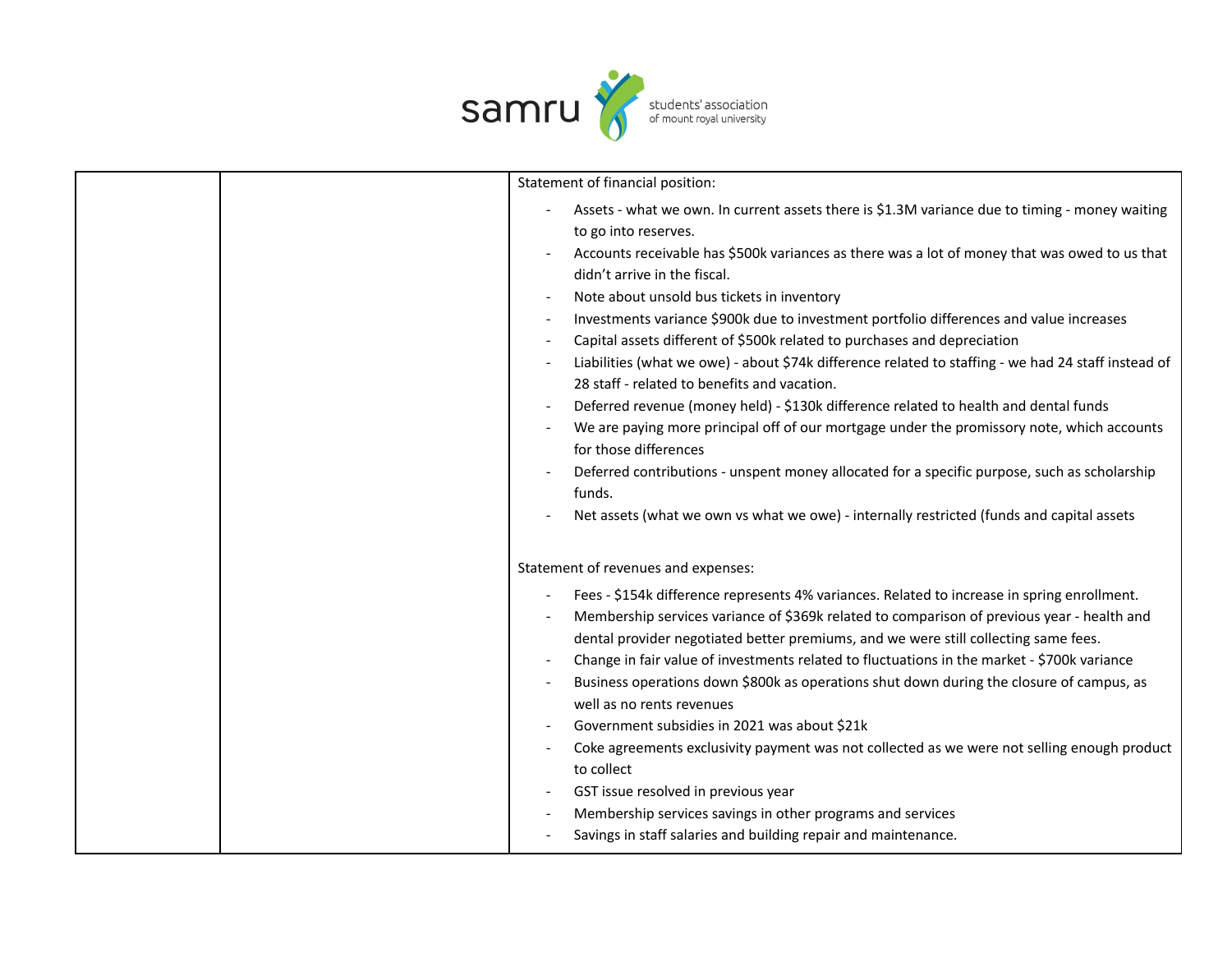| | | Statement of financial position:<br><br>- Assets - what we own. In current assets there is $1.3M variance due to timing - money waiting to go into reserves.<br>- Accounts receivable has $500k variances as there was a lot of money that was owed to us that didn't arrive in the fiscal.<br>- Note about unsold bus tickets in inventory<br>- Investments variance $900k due to investment portfolio differences and value increases<br>- Capital assets different of $500k related to purchases and depreciation<br>- Liabilities (what we owe) - about $74k difference related to staffing - we had 24 staff instead of 28 staff - related to benefits and vacation.<br>- Deferred revenue (money held) - $130k difference related to health and dental funds<br>- We are paying more principal off of our mortgage under the promissory note, which accounts for those differences<br>- Deferred contributions - unspent money allocated for a specific purpose, such as scholarship funds.<br>- Net assets (what we own vs what we owe) - internally restricted (funds and capital assets<br><br>Statement of revenues and expenses:<br><br>- Fees - $154k difference represents 4% variances. Related to increase in spring enrollment.<br>- Membership services variance of $369k related to comparison of previous year - health and dental provider negotiated better premiums, and we were still collecting same fees.<br>- Change in fair value of investments related to fluctuations in the market - $700k variance<br>- Business operations down $800k as operations shut down during the closure of campus, as well as no rents revenues<br>- Government subsidies in 2021 was about $21k<br>- Coke agreements exclusivity payment was not collected as we were not selling enough product to collect<br>- GST issue resolved in previous year<br>- Membership services savings in other programs and services<br>- Savings in staff salaries and building repair and maintenance. |
|---|---|---|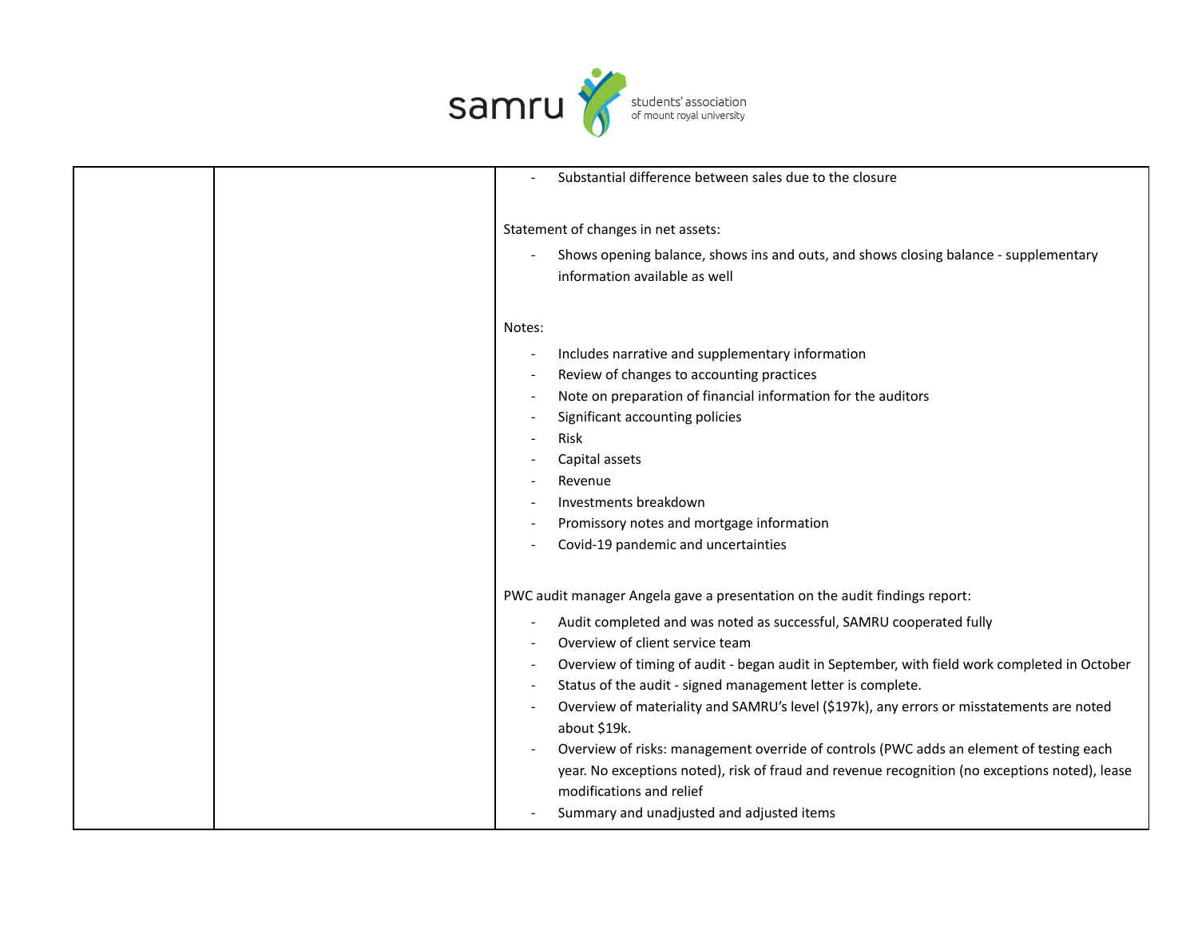| | | - Substantial difference between sales due to the closure<br><br>Statement of changes in net assets:<br>- Shows opening balance, shows ins and outs, and shows closing balance - supplementary information available as well<br><br>Notes:<br>- Includes narrative and supplementary information<br>- Review of changes to accounting practices<br>- Note on preparation of financial information for the auditors<br>- Significant accounting policies<br>- Risk<br>- Capital assets<br>- Revenue<br>- Investments breakdown<br>- Promissory notes and mortgage information<br>- Covid-19 pandemic and uncertainties<br><br>PWC audit manager Angela gave a presentation on the audit findings report:<br>- Audit completed and was noted as successful, SAMRU cooperated fully<br>- Overview of client service team<br>- Overview of timing of audit - began audit in September, with field work completed in October<br>- Status of the audit - signed management letter is complete.<br>- Overview of materiality and SAMRU's level ($197k), any errors or misstatements are noted about $19k.<br>- Overview of risks: management override of controls (PWC adds an element of testing each year. No exceptions noted), risk of fraud and revenue recognition (no exceptions noted), lease modifications and relief<br>- Summary and unadjusted and adjusted items |
|---|---|---|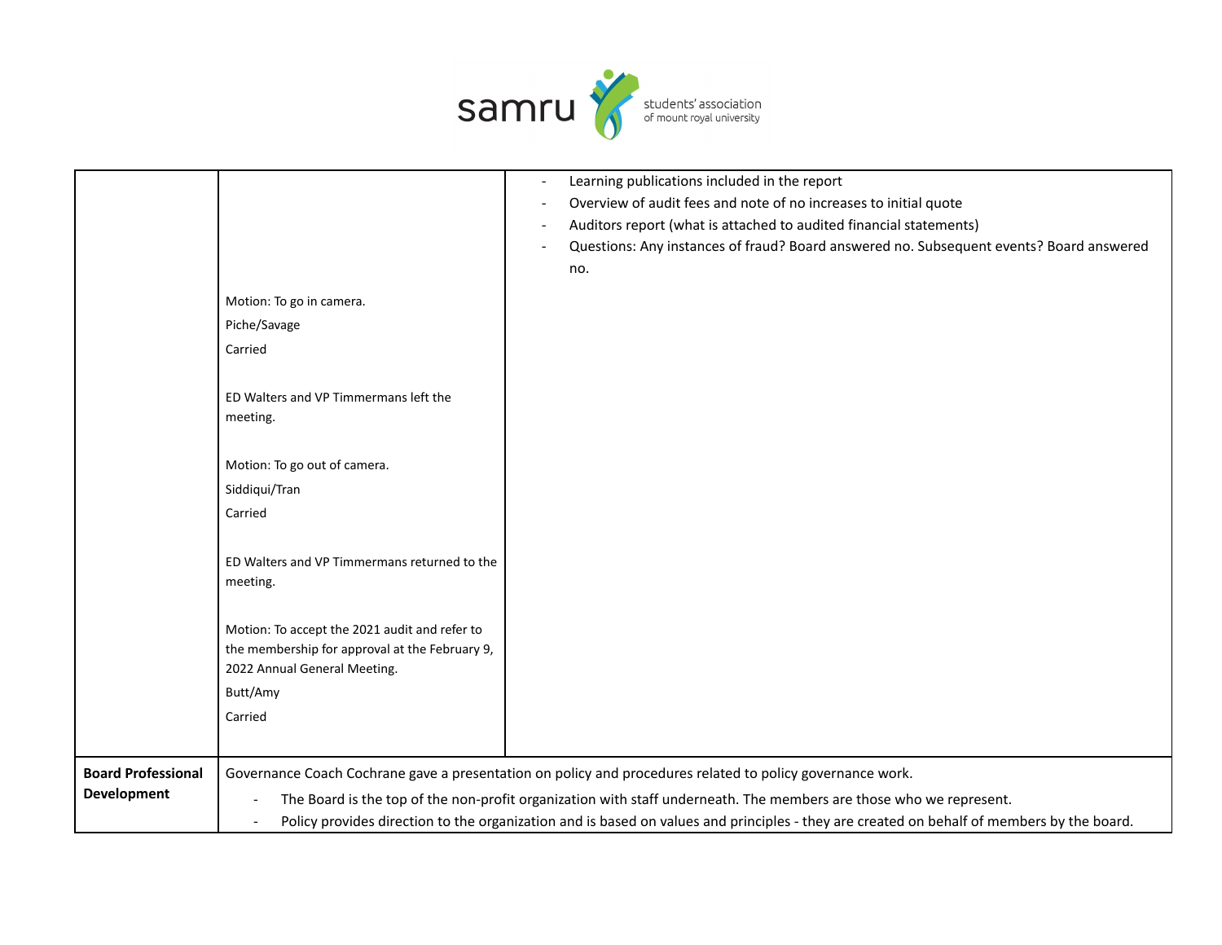| | | |
|---|---|---|
| | Motion: To go in camera.<br>Piche/Savage<br>Carried<br><br>ED Walters and VP Timmermans left the meeting.<br><br>Motion: To go out of camera.<br>Siddiqui/Tran<br>Carried<br><br>ED Walters and VP Timmermans returned to the meeting.<br><br>Motion: To accept the 2021 audit and refer to the membership for approval at the February 9, 2022 Annual General Meeting.<br>Butt/Amy<br>Carried | - Learning publications included in the report<br>- Overview of audit fees and note of no increases to initial quote<br>- Auditors report (what is attached to audited financial statements)<br>- Questions: Any instances of fraud? Board answered no. Subsequent events? Board answered no. |
| **Board Professional Development** | Governance Coach Cochrane gave a presentation on policy and procedures related to policy governance work.<br>- The Board is the top of the non-profit organization with staff underneath. The members are those who we represent.<br>- Policy provides direction to the organization and is based on values and principles - they are created on behalf of members by the board. | |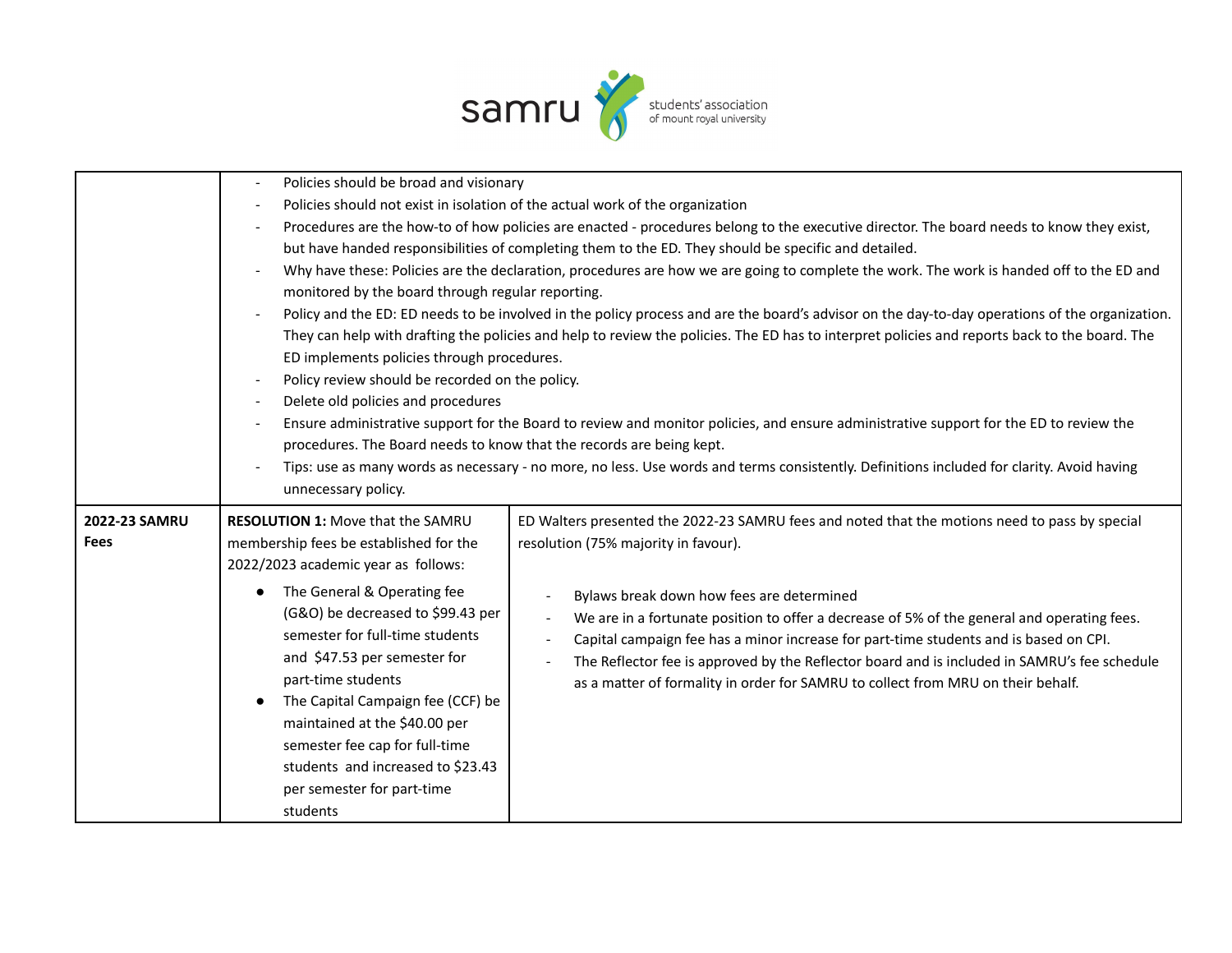| | | |
|---|---|---|
| | - Policies should be broad and visionary<br>- Policies should not exist in isolation of the actual work of the organization<br>- Procedures are the how-to of how policies are enacted - procedures belong to the executive director. The board needs to know they exist, but have handed responsibilities of completing them to the ED. They should be specific and detailed.<br>- Why have these: Policies are the declaration, procedures are how we are going to complete the work. The work is handed off to the ED and monitored by the board through regular reporting.<br>- Policy and the ED: ED needs to be involved in the policy process and are the board's advisor on the day-to-day operations of the organization. They can help with drafting the policies and help to review the policies. The ED has to interpret policies and reports back to the board. The ED implements policies through procedures.<br>- Policy review should be recorded on the policy.<br>- Delete old policies and procedures<br>- Ensure administrative support for the Board to review and monitor policies, and ensure administrative support for the ED to review the procedures. The Board needs to know that the records are being kept.<br>- Tips: use as many words as necessary - no more, no less. Use words and terms consistently. Definitions included for clarity. Avoid having unnecessary policy. | |
| **2022-23 SAMRU Fees** | **RESOLUTION 1:** Move that the SAMRU membership fees be established for the 2022/2023 academic year as follows:<br>● The General & Operating fee (G&O) be decreased to $99.43 per semester for full-time students and $47.53 per semester for part-time students<br>● The Capital Campaign fee (CCF) be maintained at the $40.00 per semester fee cap for full-time students and increased to $23.43 per semester for part-time students | ED Walters presented the 2022-23 SAMRU fees and noted that the motions need to pass by special resolution (75% majority in favour).<br>- Bylaws break down how fees are determined<br>- We are in a fortunate position to offer a decrease of 5% of the general and operating fees.<br>- Capital campaign fee has a minor increase for part-time students and is based on CPI.<br>- The Reflector fee is approved by the Reflector board and is included in SAMRU's fee schedule as a matter of formality in order for SAMRU to collect from MRU on their behalf. |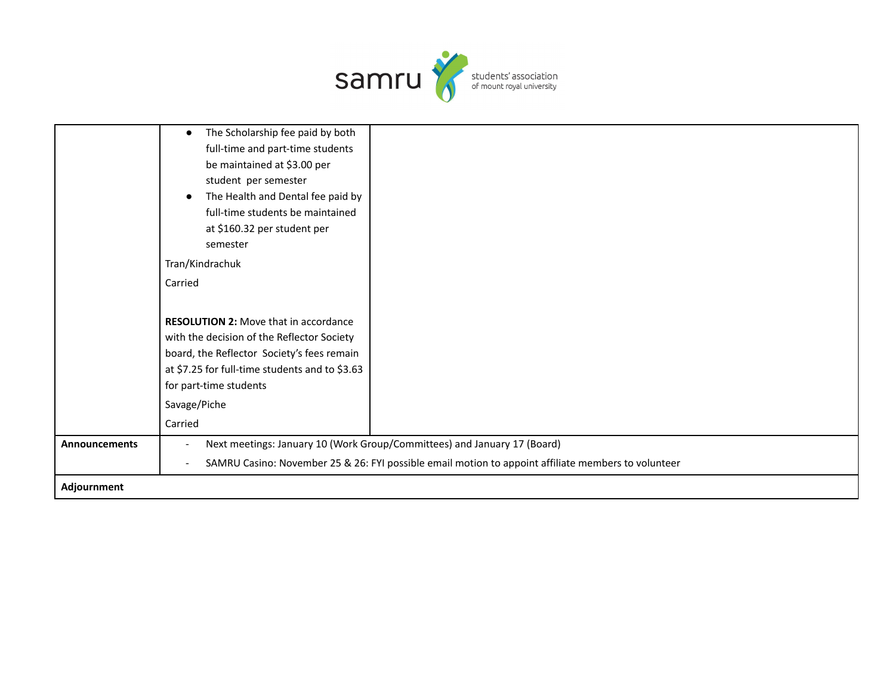| | | |
|---|---|---|
| | • The Scholarship fee paid by both full-time and part-time students be maintained at $3.00 per student per semester<br>• The Health and Dental fee paid by full-time students be maintained at $160.32 per student per semester<br><br>Tran/Kindrachuk<br><br>Carried<br><br>**RESOLUTION 2:** Move that in accordance with the decision of the Reflector Society board, the Reflector Society's fees remain at $7.25 for full-time students and to $3.63 for part-time students<br><br>Savage/Piche<br><br>Carried | |
| **Announcements** | - Next meetings: January 10 (Work Group/Committees) and January 17 (Board)<br>- SAMRU Casino: November 25 & 26: FYI possible email motion to appoint affiliate members to volunteer | |
| **Adjournment** | | |